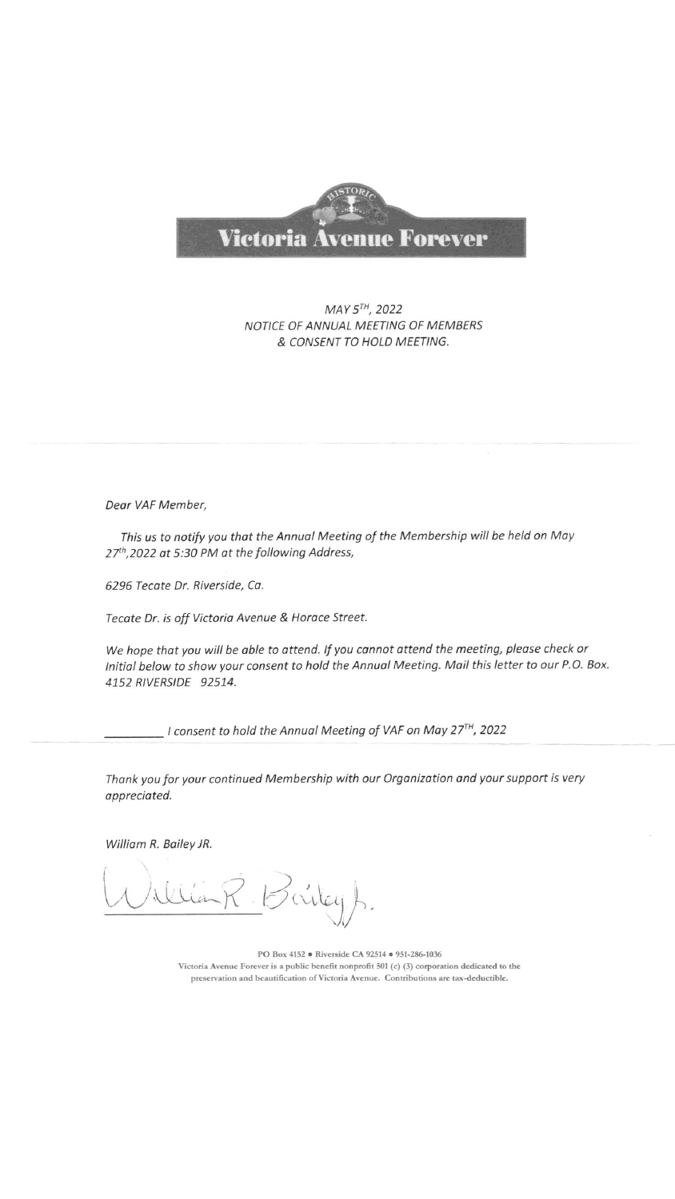HISTORIC

# Victoria Avenue Forever

*MAY 5TH, 2022*
*NOTICE OF ANNUAL MEETING OF MEMBERS*
*& CONSENT TO HOLD MEETING.*

---

*Dear VAF Member,*

*This us to notify you that the Annual Meeting of the Membership will be held on May 27th, 2022 at 5:30 PM at the following Address,*

*6296 Tecate Dr. Riverside, Ca.*

*Tecate Dr. is off Victoria Avenue & Horace Street.*

*We hope that you will be able to attend. If you cannot attend the meeting, please check or Initial below to show your consent to hold the Annual Meeting. Mail this letter to our P.O. Box. 4152 RIVERSIDE 92514.*

*________ I consent to hold the Annual Meeting of VAF on May 27TH, 2022*

---

*Thank you for your continued Membership with our Organization and your support is very appreciated.*

*William R. Bailey JR.*

William R. Bailey Jr.

PO Box 4152 • Riverside CA 92514 • 951-286-1036
Victoria Avenue Forever is a public benefit nonprofit 501 (c) (3) corporation dedicated to the preservation and beautification of Victoria Avenue. Contributions are tax-deductible.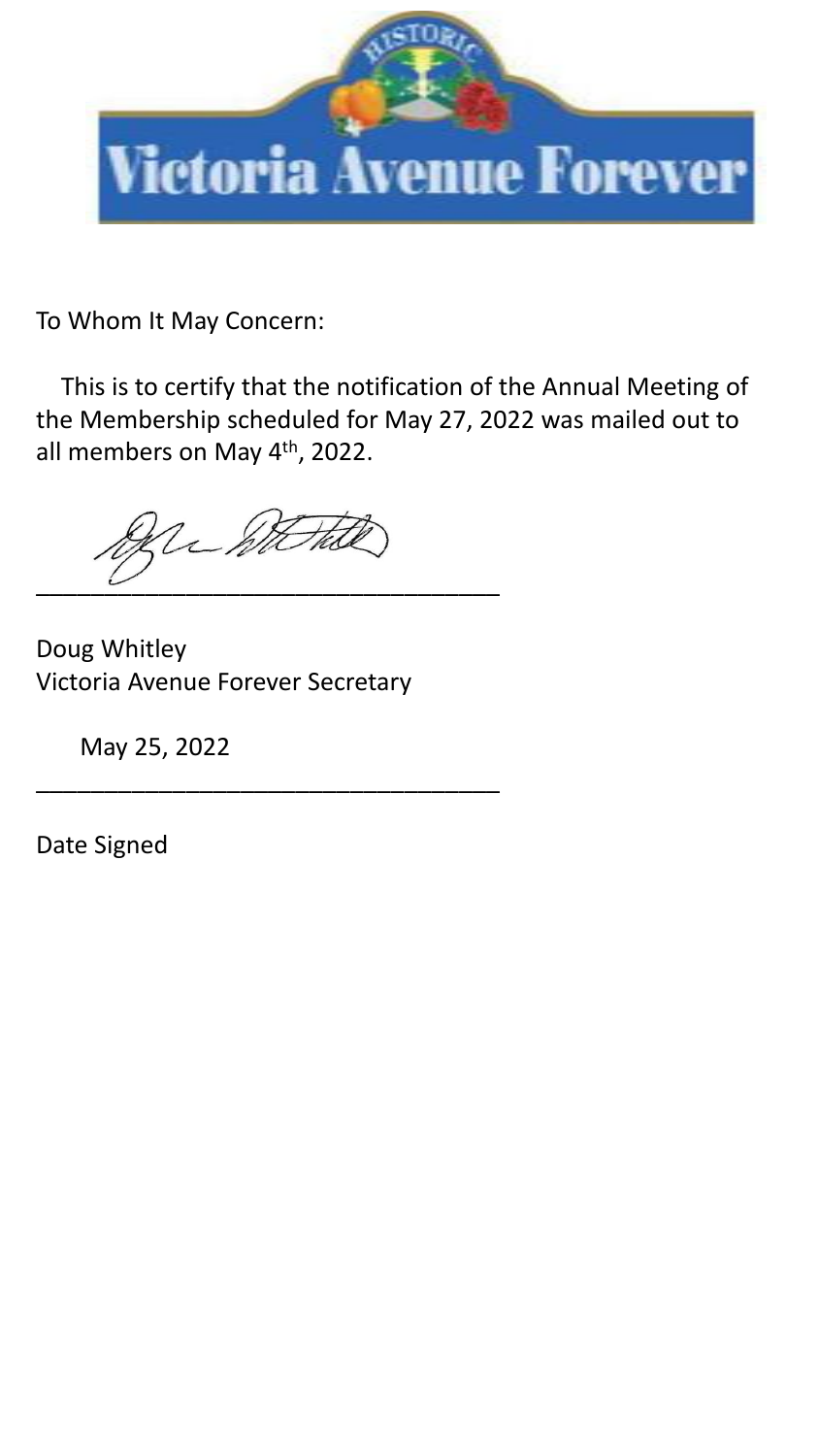# Victoria Avenue Forever

To Whom It May Concern:

This is to certify that the notification of the Annual Meeting of the Membership scheduled for May 27, 2022 was mailed out to all members on May 4th, 2022.

\_\_\_\_\_\_\_\_\_\_\_\_\_\_\_\_\_\_\_\_\_\_\_\_\_\_\_\_\_\_\_\_\_\_

Doug Whitley
Victoria Avenue Forever Secretary

May 25, 2022
\_\_\_\_\_\_\_\_\_\_\_\_\_\_\_\_\_\_\_\_\_\_\_\_\_\_\_\_\_\_\_\_\_\_

Date Signed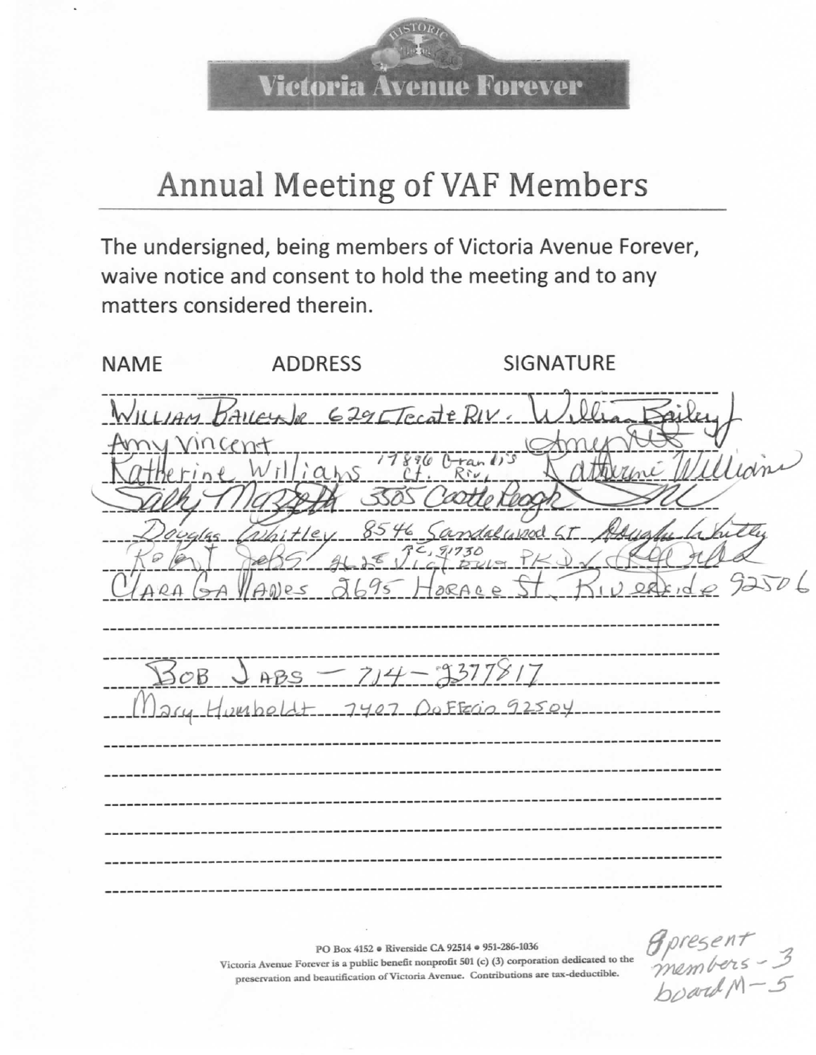Victoria Avenue Forever

# Annual Meeting of VAF Members

The undersigned, being members of Victoria Avenue Forever, waive notice and consent to hold the meeting and to any matters considered therein.

| NAME | ADDRESS | SIGNATURE |
|---|---|---|
| William Bailey Jr | 6295 Tecate Riv. | William Bailey |
| Amy Vincent | | Amy |
| Katherine Williams | 17896 Grandis Ct. Riv. | Katherine Williams |
| Sally Mazzetti | 3505 Castle Reagh | |
| Douglas Whitley | 8546 Sandalwood CT | Douglas Whitley |
| Robert Jebbs | 8625 Vict. Blvd. PKWY RC, 91730 | |
| CLARA GALLANDES | 2695 HORACE St. Riverside 92506 | |
| | | |
| BOB JABS - 714-2377817 | | |
| Mary Humboldt | 7407 DuFferin 92504 | |

PO Box 4152 • Riverside CA 92514 • 951-286-1036
Victoria Avenue Forever is a public benefit nonprofit 501 (c) (3) corporation dedicated to the preservation and beautification of Victoria Avenue. Contributions are tax-deductible.

8 present
members - 3
board M - 5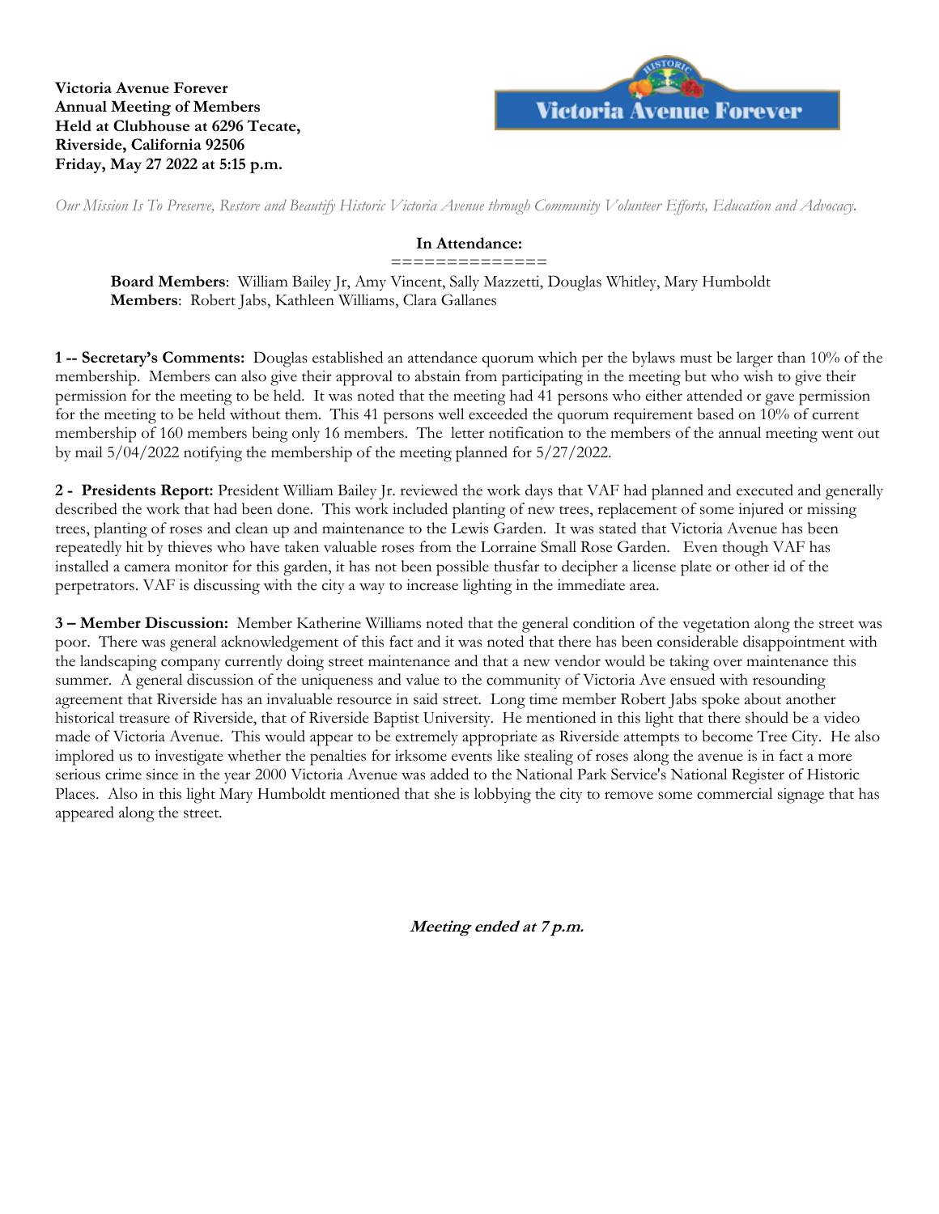**Victoria Avenue Forever**
**Annual Meeting of Members**
**Held at Clubhouse at 6296 Tecate,**
**Riverside, California 92506**
**Friday, May 27 2022 at 5:15 p.m.**

*Our Mission Is To Preserve, Restore and Beautify Historic Victoria Avenue through Community Volunteer Efforts, Education and Advocacy.*

**In Attendance:**
==============

**Board Members**: William Bailey Jr, Amy Vincent, Sally Mazzetti, Douglas Whitley, Mary Humboldt
**Members**: Robert Jabs, Kathleen Williams, Clara Gallanes

**1 -- Secretary's Comments:** Douglas established an attendance quorum which per the bylaws must be larger than 10% of the membership. Members can also give their approval to abstain from participating in the meeting but who wish to give their permission for the meeting to be held. It was noted that the meeting had 41 persons who either attended or gave permission for the meeting to be held without them. This 41 persons well exceeded the quorum requirement based on 10% of current membership of 160 members being only 16 members. The letter notification to the members of the annual meeting went out by mail 5/04/2022 notifying the membership of the meeting planned for 5/27/2022.

**2 - Presidents Report:** President William Bailey Jr. reviewed the work days that VAF had planned and executed and generally described the work that had been done. This work included planting of new trees, replacement of some injured or missing trees, planting of roses and clean up and maintenance to the Lewis Garden. It was stated that Victoria Avenue has been repeatedly hit by thieves who have taken valuable roses from the Lorraine Small Rose Garden. Even though VAF has installed a camera monitor for this garden, it has not been possible thusfar to decipher a license plate or other id of the perpetrators. VAF is discussing with the city a way to increase lighting in the immediate area.

**3 – Member Discussion:** Member Katherine Williams noted that the general condition of the vegetation along the street was poor. There was general acknowledgement of this fact and it was noted that there has been considerable disappointment with the landscaping company currently doing street maintenance and that a new vendor would be taking over maintenance this summer. A general discussion of the uniqueness and value to the community of Victoria Ave ensued with resounding agreement that Riverside has an invaluable resource in said street. Long time member Robert Jabs spoke about another historical treasure of Riverside, that of Riverside Baptist University. He mentioned in this light that there should be a video made of Victoria Avenue. This would appear to be extremely appropriate as Riverside attempts to become Tree City. He also implored us to investigate whether the penalties for irksome events like stealing of roses along the avenue is in fact a more serious crime since in the year 2000 Victoria Avenue was added to the National Park Service's National Register of Historic Places. Also in this light Mary Humboldt mentioned that she is lobbying the city to remove some commercial signage that has appeared along the street.

***Meeting ended at 7 p.m.***